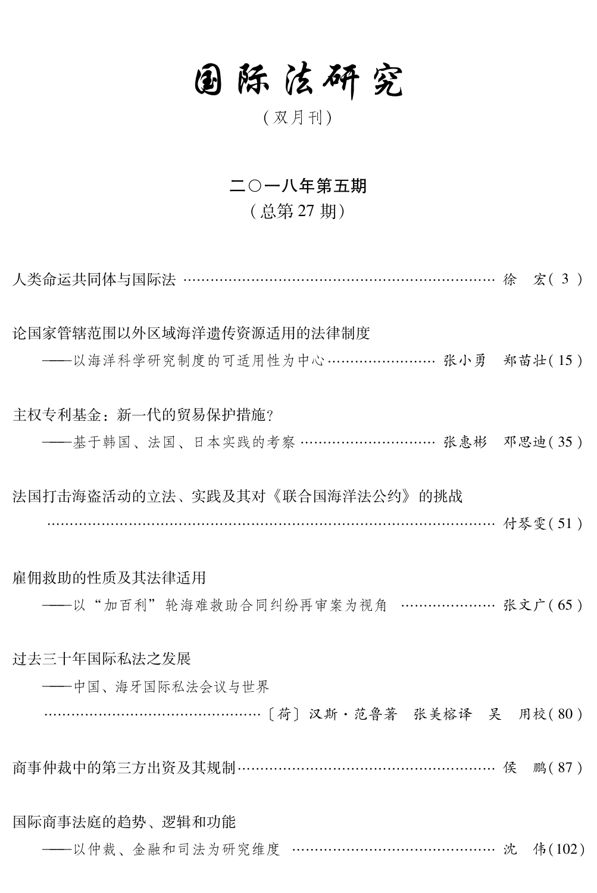# 国际法研究

（双月刊）

## 二〇一八年第五期

（总第 27 期）

人类命运共同体与国际法 ………………………………………………………… 徐　宏（3）

论国家管辖范围以外区域海洋遗传资源适用的法律制度

——以海洋科学研究制度的可适用性为中心 …………………… 张小勇　郑苗壮（15）

主权专利基金：新一代的贸易保护措施？

——基于韩国、法国、日本实践的考察 ………………………… 张惠彬　邓思迪（35）

法国打击海盗活动的立法、实践及其对《联合国海洋法公约》的挑战

……………………………………………………………………………………… 付琴雯（51）

雇佣救助的性质及其法律适用

——以“加百利”轮海难救助合同纠纷再审案为视角 ………………… 张文广（65）

过去三十年国际私法之发展

——中国、海牙国际私法会议与世界

……………………………………〔荷〕汉斯·范鲁著　张美榕译　吴　用校（80）

商事仲裁中的第三方出资及其规制 ………………………………………… 侯　鹏（87）

国际商事法庭的趋势、逻辑和功能

——以仲裁、金融和司法为研究维度 ………………………………… 沈　伟（102）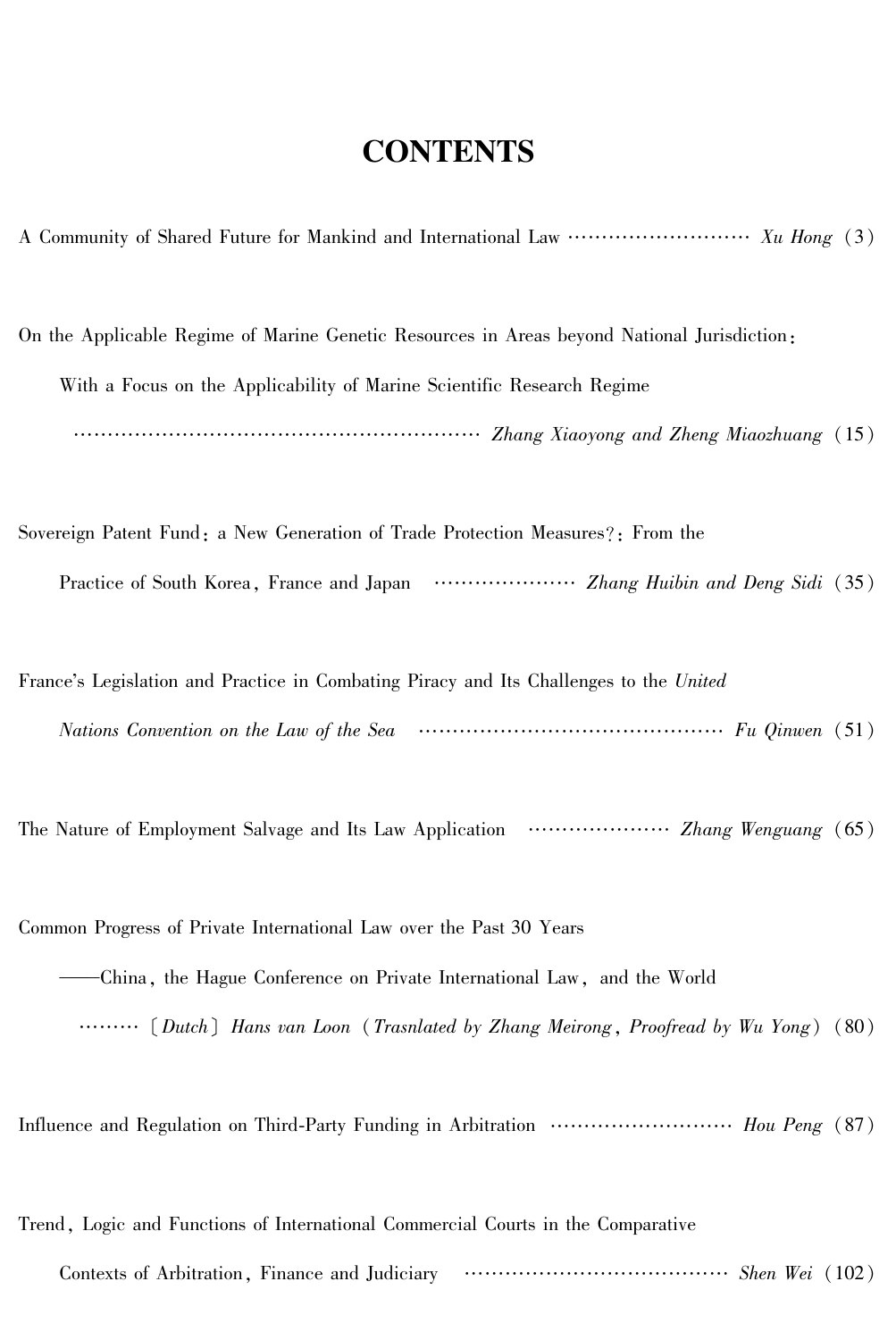# CONTENTS

A Community of Shared Future for Mankind and International Law ·························· *Xu Hong* (3)

On the Applicable Regime of Marine Genetic Resources in Areas beyond National Jurisdiction: With a Focus on the Applicability of Marine Scientific Research Regime ························································ *Zhang Xiaoyong and Zheng Miaozhuang* (15)

Sovereign Patent Fund: a New Generation of Trade Protection Measures?: From the Practice of South Korea, France and Japan ···················· *Zhang Huibin and Deng Sidi* (35)

France's Legislation and Practice in Combating Piracy and Its Challenges to the *United Nations Convention on the Law of the Sea* ············································ *Fu Qinwen* (51)

The Nature of Employment Salvage and Its Law Application ···················· *Zhang Wenguang* (65)

Common Progress of Private International Law over the Past 30 Years
——China, the Hague Conference on Private International Law, and the World
········ 〔*Dutch*〕 *Hans van Loon* (*Trasnlated by Zhang Meirong*, *Proofread by Wu Yong*) (80)

Influence and Regulation on Third-Party Funding in Arbitration ·························· *Hou Peng* (87)

Trend, Logic and Functions of International Commercial Courts in the Comparative Contexts of Arbitration, Finance and Judiciary ····································· *Shen Wei* (102)